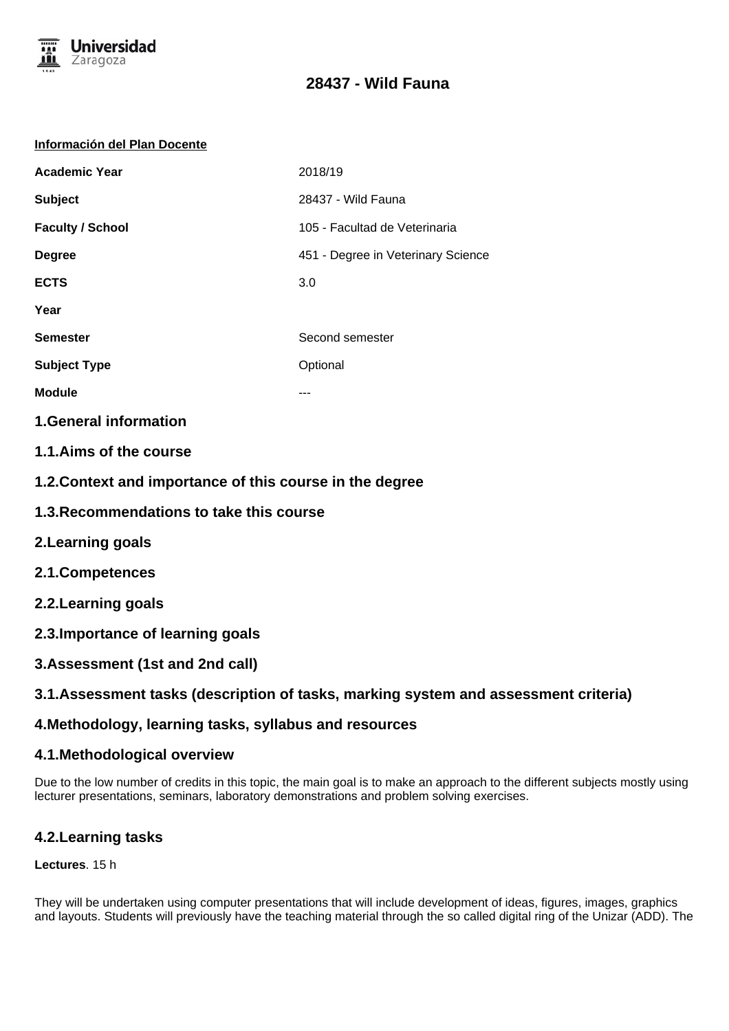# 28437 - Wild Fauna

**Información del Plan Docente**

| | |
|---|---|
| **Academic Year** | 2018/19 |
| **Subject** | 28437 - Wild Fauna |
| **Faculty / School** | 105 - Facultad de Veterinaria |
| **Degree** | 451 - Degree in Veterinary Science |
| **ECTS** | 3.0 |
| **Year** | |
| **Semester** | Second semester |
| **Subject Type** | Optional |
| **Module** | --- |

## 1.General information

### 1.1.Aims of the course

### 1.2.Context and importance of this course in the degree

### 1.3.Recommendations to take this course

## 2.Learning goals

### 2.1.Competences

### 2.2.Learning goals

### 2.3.Importance of learning goals

## 3.Assessment (1st and 2nd call)

### 3.1.Assessment tasks (description of tasks, marking system and assessment criteria)

## 4.Methodology, learning tasks, syllabus and resources

### 4.1.Methodological overview

Due to the low number of credits in this topic, the main goal is to make an approach to the different subjects mostly using lecturer presentations, seminars, laboratory demonstrations and problem solving exercises.

### 4.2.Learning tasks

**Lectures**. 15 h

They will be undertaken using computer presentations that will include development of ideas, figures, images, graphics and layouts. Students will previously have the teaching material through the so called digital ring of the Unizar (ADD). The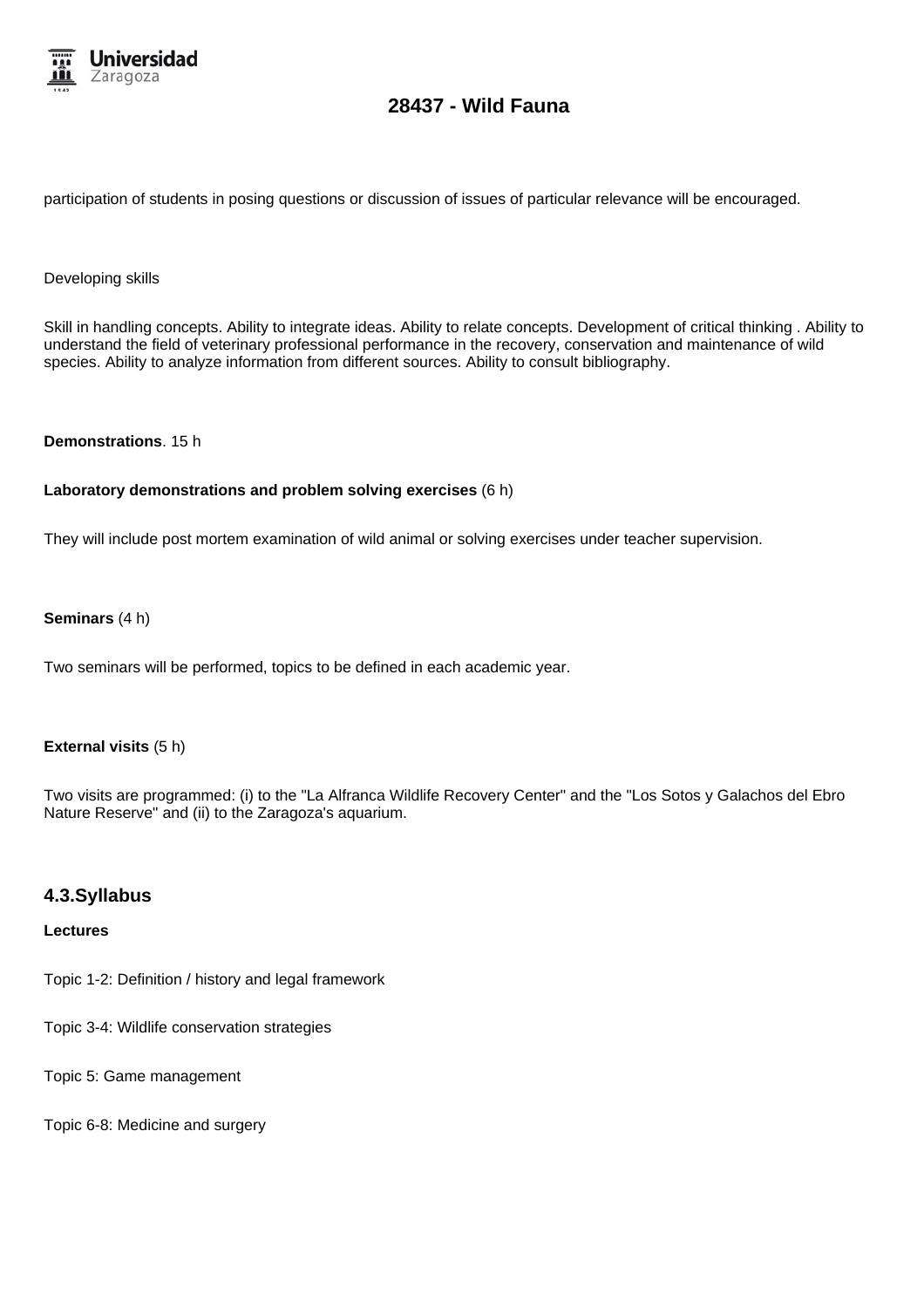participation of students in posing questions or discussion of issues of particular relevance will be encouraged.

Developing skills

Skill in handling concepts. Ability to integrate ideas. Ability to relate concepts. Development of critical thinking . Ability to understand the field of veterinary professional performance in the recovery, conservation and maintenance of wild species. Ability to analyze information from different sources. Ability to consult bibliography.

**Demonstrations**. 15 h

**Laboratory demonstrations and problem solving exercises** (6 h)

They will include post mortem examination of wild animal or solving exercises under teacher supervision.

**Seminars** (4 h)

Two seminars will be performed, topics to be defined in each academic year.

**External visits** (5 h)

Two visits are programmed: (i) to the "La Alfranca Wildlife Recovery Center" and the "Los Sotos y Galachos del Ebro Nature Reserve" and (ii) to the Zaragoza's aquarium.

## 4.3.Syllabus

**Lectures**

Topic 1-2: Definition / history and legal framework

Topic 3-4: Wildlife conservation strategies

Topic 5: Game management

Topic 6-8: Medicine and surgery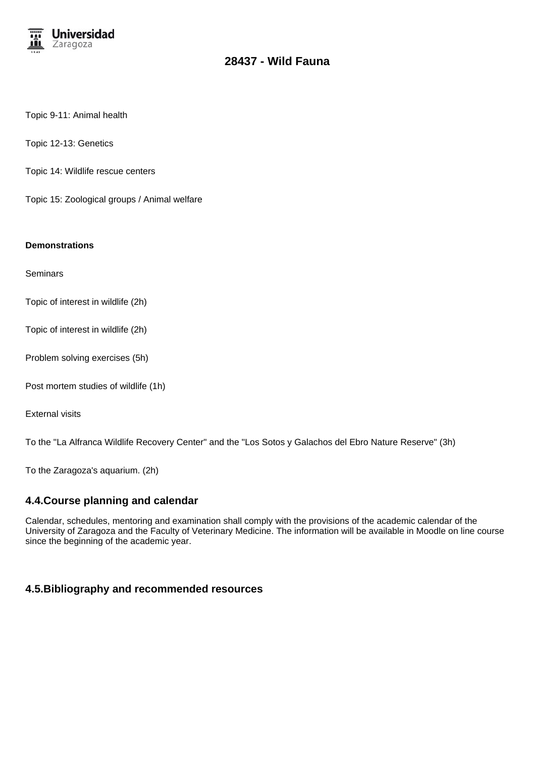Topic 9-11: Animal health

Topic 12-13: Genetics

Topic 14: Wildlife rescue centers

Topic 15: Zoological groups / Animal welfare

**Demonstrations**

Seminars

Topic of interest in wildlife (2h)

Topic of interest in wildlife (2h)

Problem solving exercises (5h)

Post mortem studies of wildlife (1h)

External visits

To the "La Alfranca Wildlife Recovery Center" and the "Los Sotos y Galachos del Ebro Nature Reserve" (3h)

To the Zaragoza's aquarium. (2h)

## 4.4.Course planning and calendar

Calendar, schedules, mentoring and examination shall comply with the provisions of the academic calendar of the University of Zaragoza and the Faculty of Veterinary Medicine. The information will be available in Moodle on line course since the beginning of the academic year.

## 4.5.Bibliography and recommended resources